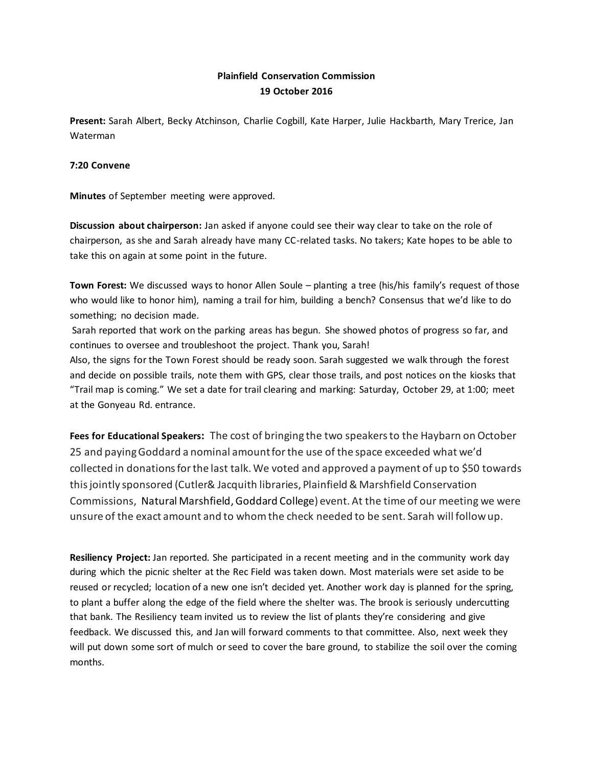**Plainfield Conservation Commission**
**19 October 2016**

**Present:** Sarah Albert, Becky Atchinson, Charlie Cogbill, Kate Harper, Julie Hackbarth, Mary Trerice, Jan Waterman

**7:20 Convene**

**Minutes** of September meeting were approved.

**Discussion about chairperson:** Jan asked if anyone could see their way clear to take on the role of chairperson, as she and Sarah already have many CC-related tasks. No takers; Kate hopes to be able to take this on again at some point in the future.

**Town Forest:** We discussed ways to honor Allen Soule – planting a tree (his/his family's request of those who would like to honor him), naming a trail for him, building a bench? Consensus that we'd like to do something; no decision made.

Sarah reported that work on the parking areas has begun. She showed photos of progress so far, and continues to oversee and troubleshoot the project. Thank you, Sarah!

Also, the signs for the Town Forest should be ready soon. Sarah suggested we walk through the forest and decide on possible trails, note them with GPS, clear those trails, and post notices on the kiosks that "Trail map is coming." We set a date for trail clearing and marking: Saturday, October 29, at 1:00; meet at the Gonyeau Rd. entrance.

**Fees for Educational Speakers:** The cost of bringing the two speakers to the Haybarn on October 25 and paying Goddard a nominal amount for the use of the space exceeded what we'd collected in donations for the last talk. We voted and approved a payment of up to $50 towards this jointly sponsored (Cutler& Jacquith libraries, Plainfield & Marshfield Conservation Commissions, Natural Marshfield, Goddard College) event. At the time of our meeting we were unsure of the exact amount and to whom the check needed to be sent. Sarah will follow up.

**Resiliency Project:** Jan reported. She participated in a recent meeting and in the community work day during which the picnic shelter at the Rec Field was taken down. Most materials were set aside to be reused or recycled; location of a new one isn't decided yet. Another work day is planned for the spring, to plant a buffer along the edge of the field where the shelter was. The brook is seriously undercutting that bank. The Resiliency team invited us to review the list of plants they're considering and give feedback. We discussed this, and Jan will forward comments to that committee. Also, next week they will put down some sort of mulch or seed to cover the bare ground, to stabilize the soil over the coming months.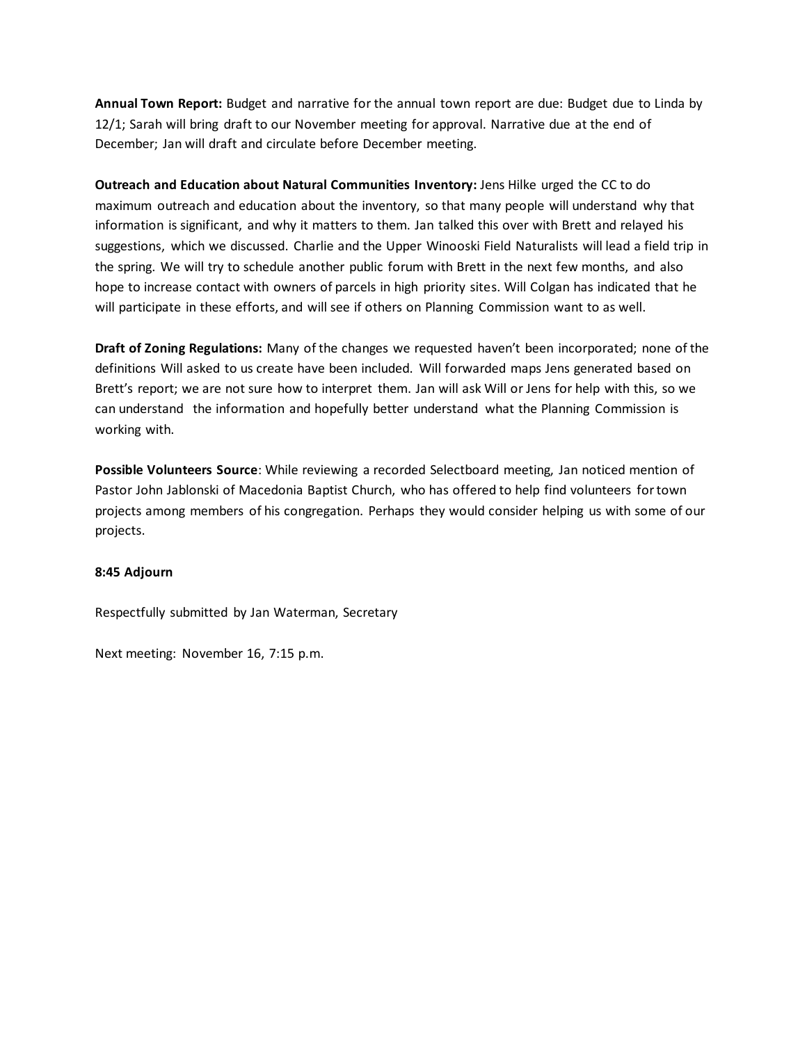**Annual Town Report:** Budget and narrative for the annual town report are due: Budget due to Linda by 12/1; Sarah will bring draft to our November meeting for approval. Narrative due at the end of December; Jan will draft and circulate before December meeting.

**Outreach and Education about Natural Communities Inventory:** Jens Hilke urged the CC to do maximum outreach and education about the inventory, so that many people will understand why that information is significant, and why it matters to them. Jan talked this over with Brett and relayed his suggestions, which we discussed. Charlie and the Upper Winooski Field Naturalists will lead a field trip in the spring. We will try to schedule another public forum with Brett in the next few months, and also hope to increase contact with owners of parcels in high priority sites. Will Colgan has indicated that he will participate in these efforts, and will see if others on Planning Commission want to as well.

**Draft of Zoning Regulations:** Many of the changes we requested haven't been incorporated; none of the definitions Will asked to us create have been included. Will forwarded maps Jens generated based on Brett's report; we are not sure how to interpret them. Jan will ask Will or Jens for help with this, so we can understand the information and hopefully better understand what the Planning Commission is working with.

**Possible Volunteers Source**: While reviewing a recorded Selectboard meeting, Jan noticed mention of Pastor John Jablonski of Macedonia Baptist Church, who has offered to help find volunteers for town projects among members of his congregation. Perhaps they would consider helping us with some of our projects.

**8:45 Adjourn**

Respectfully submitted by Jan Waterman, Secretary

Next meeting: November 16, 7:15 p.m.